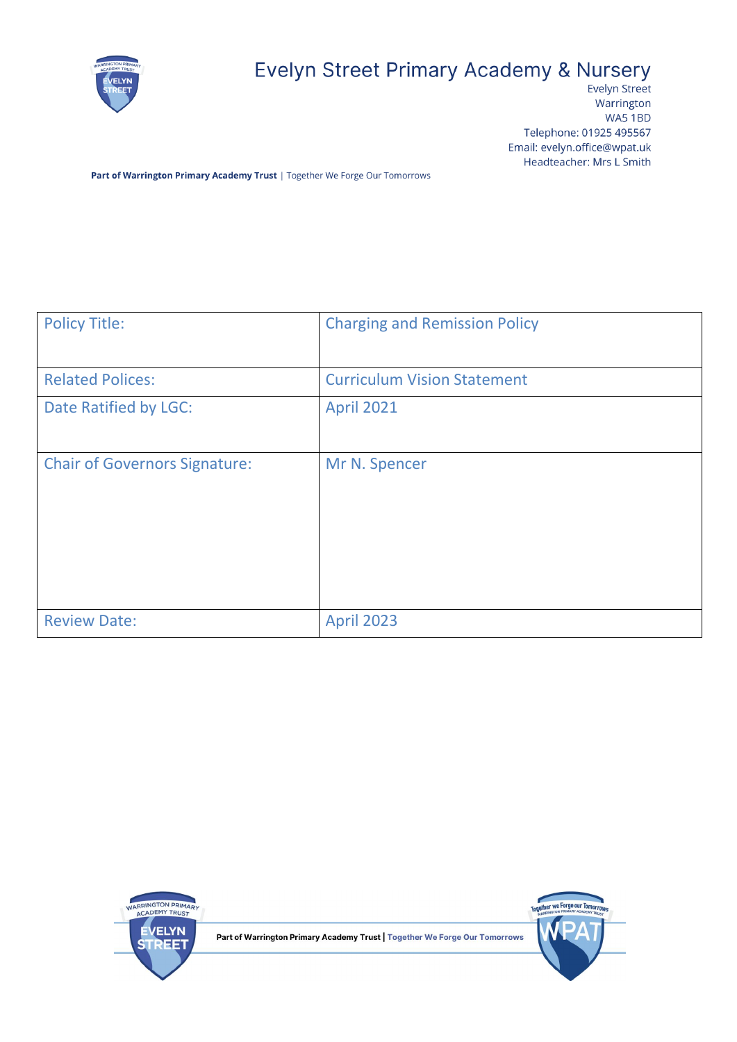# Evelyn Street Primary Academy & Nursery

Evelyn Street
Warrington
WA5 1BD
Telephone: 01925 495567
Email: evelyn.office@wpat.uk
Headteacher: Mrs L Smith

**Part of Warrington Primary Academy Trust** | Together We Forge Our Tomorrows

| Policy Title: | Charging and Remission Policy |
|---|---|
| Related Polices: | Curriculum Vision Statement |
| Date Ratified by LGC: | April 2021 |
| Chair of Governors Signature: | Mr N. Spencer |
| Review Date: | April 2023 |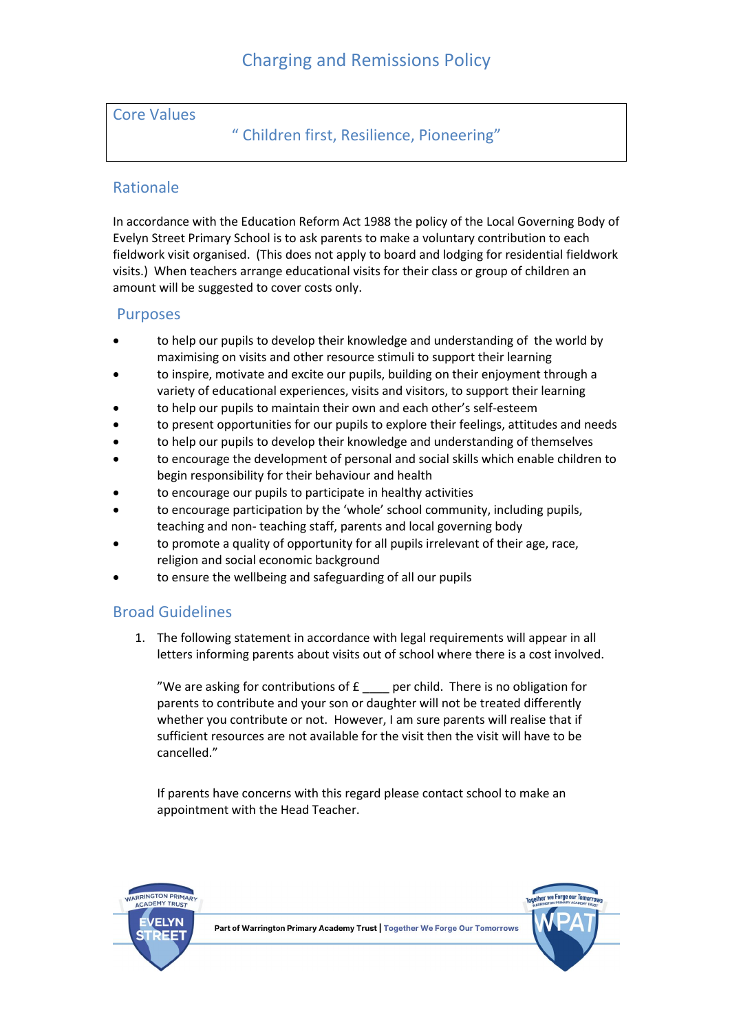# Charging and Remissions Policy

## Core Values

" Children first, Resilience, Pioneering"

## Rationale

In accordance with the Education Reform Act 1988 the policy of the Local Governing Body of Evelyn Street Primary School is to ask parents to make a voluntary contribution to each fieldwork visit organised. (This does not apply to board and lodging for residential fieldwork visits.) When teachers arrange educational visits for their class or group of children an amount will be suggested to cover costs only.

## Purposes

- to help our pupils to develop their knowledge and understanding of the world by maximising on visits and other resource stimuli to support their learning
- to inspire, motivate and excite our pupils, building on their enjoyment through a variety of educational experiences, visits and visitors, to support their learning
- to help our pupils to maintain their own and each other's self-esteem
- to present opportunities for our pupils to explore their feelings, attitudes and needs
- to help our pupils to develop their knowledge and understanding of themselves
- to encourage the development of personal and social skills which enable children to begin responsibility for their behaviour and health
- to encourage our pupils to participate in healthy activities
- to encourage participation by the 'whole' school community, including pupils, teaching and non- teaching staff, parents and local governing body
- to promote a quality of opportunity for all pupils irrelevant of their age, race, religion and social economic background
- to ensure the wellbeing and safeguarding of all our pupils

## Broad Guidelines

1. The following statement in accordance with legal requirements will appear in all letters informing parents about visits out of school where there is a cost involved.

   "We are asking for contributions of £ ____ per child. There is no obligation for parents to contribute and your son or daughter will not be treated differently whether you contribute or not. However, I am sure parents will realise that if sufficient resources are not available for the visit then the visit will have to be cancelled."

   If parents have concerns with this regard please contact school to make an appointment with the Head Teacher.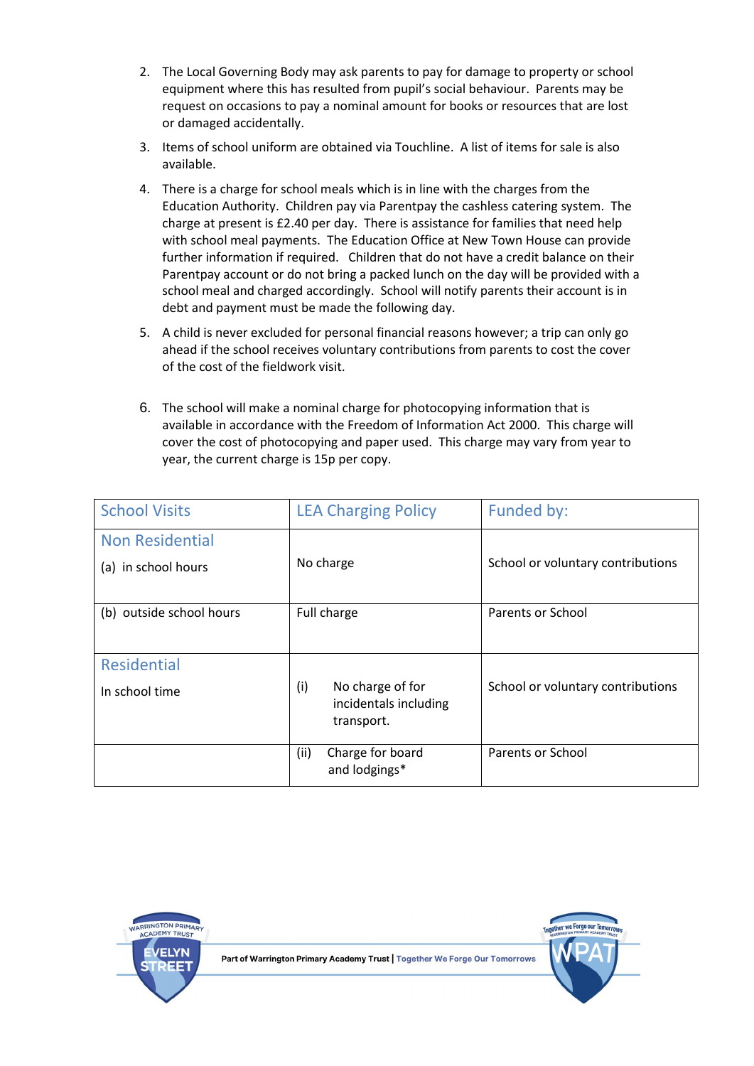2. The Local Governing Body may ask parents to pay for damage to property or school equipment where this has resulted from pupil's social behaviour. Parents may be request on occasions to pay a nominal amount for books or resources that are lost or damaged accidentally.

3. Items of school uniform are obtained via Touchline. A list of items for sale is also available.

4. There is a charge for school meals which is in line with the charges from the Education Authority. Children pay via Parentpay the cashless catering system. The charge at present is £2.40 per day. There is assistance for families that need help with school meal payments. The Education Office at New Town House can provide further information if required. Children that do not have a credit balance on their Parentpay account or do not bring a packed lunch on the day will be provided with a school meal and charged accordingly. School will notify parents their account is in debt and payment must be made the following day.

5. A child is never excluded for personal financial reasons however; a trip can only go ahead if the school receives voluntary contributions from parents to cost the cover of the cost of the fieldwork visit.

6. The school will make a nominal charge for photocopying information that is available in accordance with the Freedom of Information Act 2000. This charge will cover the cost of photocopying and paper used. This charge may vary from year to year, the current charge is 15p per copy.

| School Visits | LEA Charging Policy | Funded by: |
|---|---|---|
| Non Residential<br>(a) in school hours | No charge | School or voluntary contributions |
| (b) outside school hours | Full charge | Parents or School |
| Residential<br>In school time | (i) No charge of for incidentals including transport. | School or voluntary contributions |
| | (ii) Charge for board and lodgings* | Parents or School |